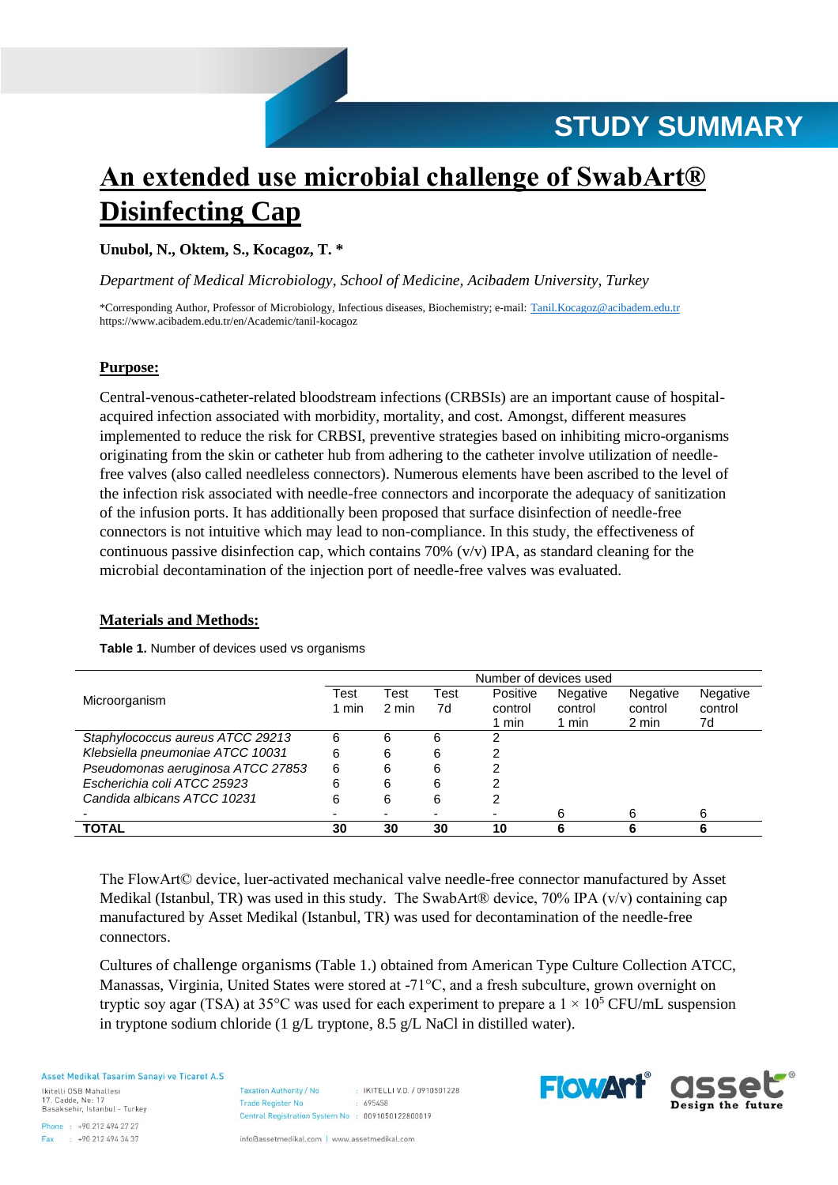STUDY SUMMARY

# An extended use microbial challenge of SwabArt® Disinfecting Cap

**Unubol, N., Oktem, S., Kocagoz, T. ***

*Department of Medical Microbiology, School of Medicine, Acibadem University, Turkey*

*Corresponding Author, Professor of Microbiology, Infectious diseases, Biochemistry; e-mail: Tanil.Kocagoz@acibadem.edu.tr
https://www.acibadem.edu.tr/en/Academic/tanil-kocagoz

## Purpose:

Central-venous-catheter-related bloodstream infections (CRBSIs) are an important cause of hospital-acquired infection associated with morbidity, mortality, and cost. Amongst, different measures implemented to reduce the risk for CRBSI, preventive strategies based on inhibiting micro-organisms originating from the skin or catheter hub from adhering to the catheter involve utilization of needle-free valves (also called needleless connectors). Numerous elements have been ascribed to the level of the infection risk associated with needle-free connectors and incorporate the adequacy of sanitization of the infusion ports. It has additionally been proposed that surface disinfection of needle-free connectors is not intuitive which may lead to non-compliance. In this study, the effectiveness of continuous passive disinfection cap, which contains 70% (v/v) IPA, as standard cleaning for the microbial decontamination of the injection port of needle-free valves was evaluated.

## Materials and Methods:

**Table 1.** Number of devices used vs organisms

| Microorganism | Number of devices used | | | | | | |
|---|---|---|---|---|---|---|---|
| | Test 1 min | Test 2 min | Test 7d | Positive control 1 min | Negative control 1 min | Negative control 2 min | Negative control 7d |
| *Staphylococcus aureus ATCC 29213* | 6 | 6 | 6 | 2 | | | |
| *Klebsiella pneumoniae ATCC 10031* | 6 | 6 | 6 | 2 | | | |
| *Pseudomonas aeruginosa ATCC 27853* | 6 | 6 | 6 | 2 | | | |
| *Escherichia coli ATCC 25923* | 6 | 6 | 6 | 2 | | | |
| *Candida albicans ATCC 10231* | 6 | 6 | 6 | 2 | | | |
| - | - | - | - | - | 6 | 6 | 6 |
| **TOTAL** | **30** | **30** | **30** | **10** | **6** | **6** | **6** |

The FlowArt© device, luer-activated mechanical valve needle-free connector manufactured by Asset Medikal (Istanbul, TR) was used in this study. The SwabArt® device, 70% IPA (v/v) containing cap manufactured by Asset Medikal (Istanbul, TR) was used for decontamination of the needle-free connectors.

Cultures of challenge organisms (Table 1.) obtained from American Type Culture Collection ATCC, Manassas, Virginia, United States were stored at -71°C, and a fresh subculture, grown overnight on tryptic soy agar (TSA) at 35°C was used for each experiment to prepare a $1 \times 10^5$ CFU/mL suspension in tryptone sodium chloride (1 g/L tryptone, 8.5 g/L NaCl in distilled water).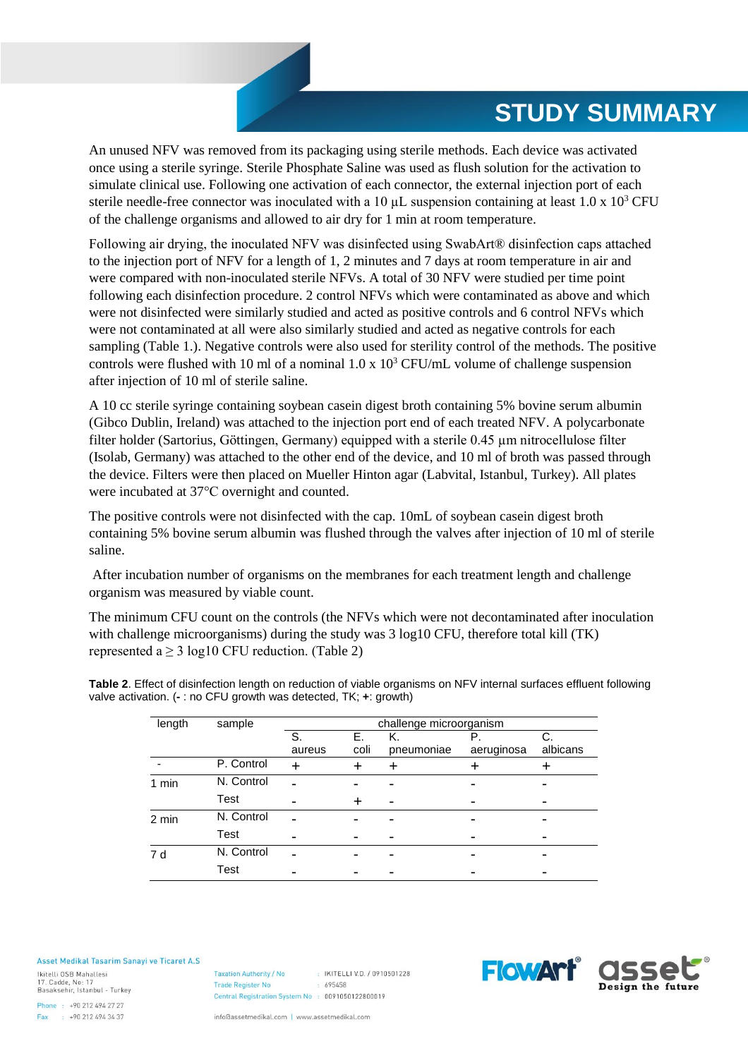# STUDY SUMMARY

An unused NFV was removed from its packaging using sterile methods. Each device was activated once using a sterile syringe. Sterile Phosphate Saline was used as flush solution for the activation to simulate clinical use. Following one activation of each connector, the external injection port of each sterile needle-free connector was inoculated with a 10 µL suspension containing at least 1.0 x $10^3$ CFU of the challenge organisms and allowed to air dry for 1 min at room temperature.

Following air drying, the inoculated NFV was disinfected using SwabArt® disinfection caps attached to the injection port of NFV for a length of 1, 2 minutes and 7 days at room temperature in air and were compared with non-inoculated sterile NFVs. A total of 30 NFV were studied per time point following each disinfection procedure. 2 control NFVs which were contaminated as above and which were not disinfected were similarly studied and acted as positive controls and 6 control NFVs which were not contaminated at all were also similarly studied and acted as negative controls for each sampling (Table 1.). Negative controls were also used for sterility control of the methods. The positive controls were flushed with 10 ml of a nominal 1.0 x $10^3$ CFU/mL volume of challenge suspension after injection of 10 ml of sterile saline.

A 10 cc sterile syringe containing soybean casein digest broth containing 5% bovine serum albumin (Gibco Dublin, Ireland) was attached to the injection port end of each treated NFV. A polycarbonate filter holder (Sartorius, Göttingen, Germany) equipped with a sterile 0.45 µm nitrocellulose filter (Isolab, Germany) was attached to the other end of the device, and 10 ml of broth was passed through the device. Filters were then placed on Mueller Hinton agar (Labvital, Istanbul, Turkey). All plates were incubated at 37°C overnight and counted.

The positive controls were not disinfected with the cap. 10mL of soybean casein digest broth containing 5% bovine serum albumin was flushed through the valves after injection of 10 ml of sterile saline.

After incubation number of organisms on the membranes for each treatment length and challenge organism was measured by viable count.

The minimum CFU count on the controls (the NFVs which were not decontaminated after inoculation with challenge microorganisms) during the study was 3 log10 CFU, therefore total kill (TK) represented a ≥ 3 log10 CFU reduction. (Table 2)

**Table 2**. Effect of disinfection length on reduction of viable organisms on NFV internal surfaces effluent following valve activation. (**-** : no CFU growth was detected, TK; **+**: growth)

| length | sample | challenge microorganism | | | | |
|---|---|---|---|---|---|---|
| | | S. aureus | E. coli | K. pneumoniae | P. aeruginosa | C. albicans |
| - | P. Control | + | + | + | + | + |
| 1 min | N. Control | - | - | - | - | - |
| | Test | - | + | - | - | - |
| 2 min | N. Control | - | - | - | - | - |
| | Test | - | - | - | - | - |
| 7 d | N. Control | - | - | - | - | - |
| | Test | - | - | - | - | - |

Asset Medikal Tasarim Sanayi ve Ticaret A.S
Ikitelli OSB Mahallesi
17. Cadde, No: 17
Basaksehir, Istanbul - Turkey

Phone : +90 212 494 27 27
Fax : +90 212 494 34 37

Taxation Authority / No : IKITELLI V.D. / 0910501228
Trade Register No : 695458
Central Registration System No : 0091050122800019

info@assetmedikal.com | www.assetmedikal.com

FlowArt® asset® Design the future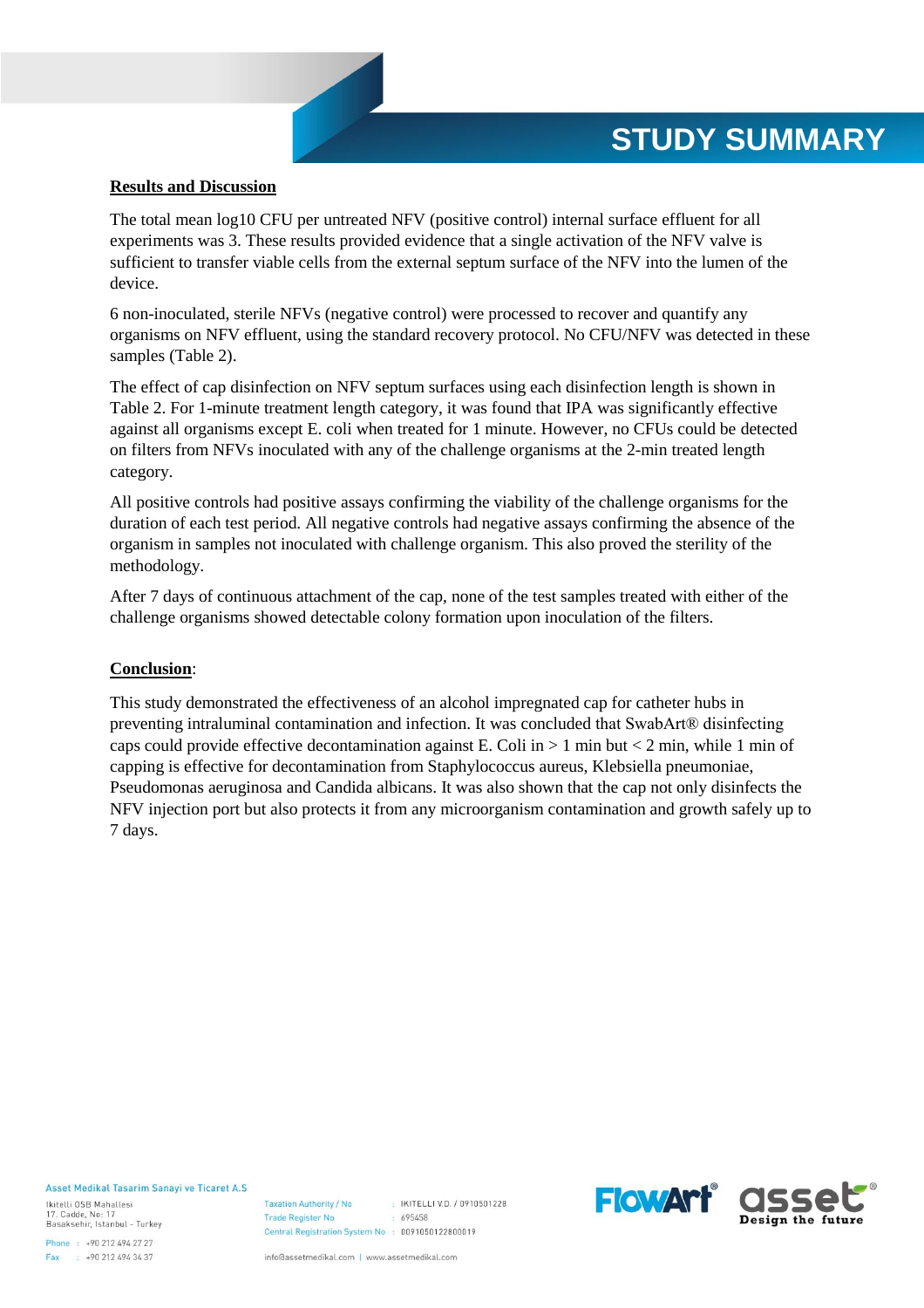**Results and Discussion**

The total mean log10 CFU per untreated NFV (positive control) internal surface effluent for all experiments was 3. These results provided evidence that a single activation of the NFV valve is sufficient to transfer viable cells from the external septum surface of the NFV into the lumen of the device.

6 non-inoculated, sterile NFVs (negative control) were processed to recover and quantify any organisms on NFV effluent, using the standard recovery protocol. No CFU/NFV was detected in these samples (Table 2).

The effect of cap disinfection on NFV septum surfaces using each disinfection length is shown in Table 2. For 1-minute treatment length category, it was found that IPA was significantly effective against all organisms except E. coli when treated for 1 minute. However, no CFUs could be detected on filters from NFVs inoculated with any of the challenge organisms at the 2-min treated length category.

All positive controls had positive assays confirming the viability of the challenge organisms for the duration of each test period. All negative controls had negative assays confirming the absence of the organism in samples not inoculated with challenge organism. This also proved the sterility of the methodology.

After 7 days of continuous attachment of the cap, none of the test samples treated with either of the challenge organisms showed detectable colony formation upon inoculation of the filters.

**Conclusion**:

This study demonstrated the effectiveness of an alcohol impregnated cap for catheter hubs in preventing intraluminal contamination and infection. It was concluded that SwabArt® disinfecting caps could provide effective decontamination against E. Coli in > 1 min but < 2 min, while 1 min of capping is effective for decontamination from Staphylococcus aureus, Klebsiella pneumoniae, Pseudomonas aeruginosa and Candida albicans. It was also shown that the cap not only disinfects the NFV injection port but also protects it from any microorganism contamination and growth safely up to 7 days.